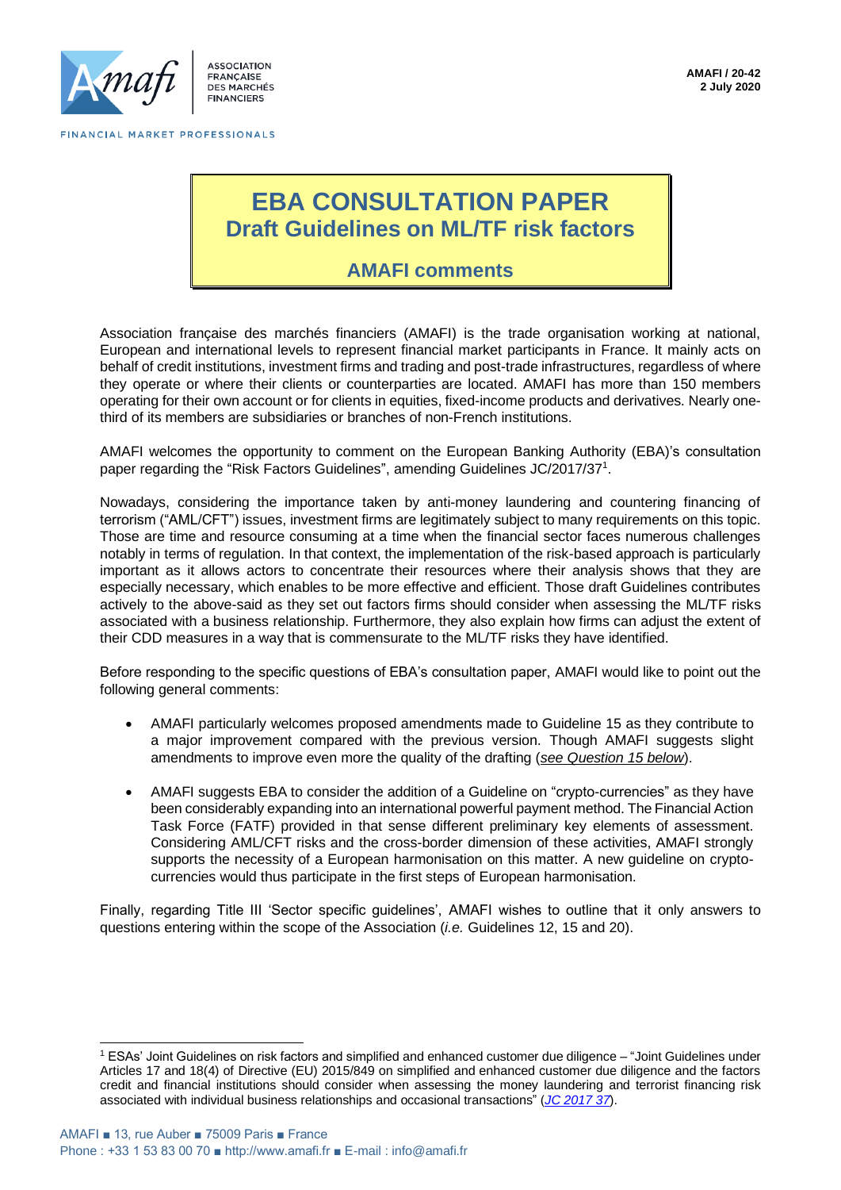**AMAFI / 20-42**
**2 July 2020**

# EBA CONSULTATION PAPER
## Draft Guidelines on ML/TF risk factors
### AMAFI comments

Association française des marchés financiers (AMAFI) is the trade organisation working at national, European and international levels to represent financial market participants in France. It mainly acts on behalf of credit institutions, investment firms and trading and post-trade infrastructures, regardless of where they operate or where their clients or counterparties are located. AMAFI has more than 150 members operating for their own account or for clients in equities, fixed-income products and derivatives. Nearly one-third of its members are subsidiaries or branches of non-French institutions.

AMAFI welcomes the opportunity to comment on the European Banking Authority (EBA)'s consultation paper regarding the "Risk Factors Guidelines", amending Guidelines JC/2017/37[1].

Nowadays, considering the importance taken by anti-money laundering and countering financing of terrorism ("AML/CFT") issues, investment firms are legitimately subject to many requirements on this topic. Those are time and resource consuming at a time when the financial sector faces numerous challenges notably in terms of regulation. In that context, the implementation of the risk-based approach is particularly important as it allows actors to concentrate their resources where their analysis shows that they are especially necessary, which enables to be more effective and efficient. Those draft Guidelines contributes actively to the above-said as they set out factors firms should consider when assessing the ML/TF risks associated with a business relationship. Furthermore, they also explain how firms can adjust the extent of their CDD measures in a way that is commensurate to the ML/TF risks they have identified.

Before responding to the specific questions of EBA's consultation paper, AMAFI would like to point out the following general comments:

- AMAFI particularly welcomes proposed amendments made to Guideline 15 as they contribute to a major improvement compared with the previous version. Though AMAFI suggests slight amendments to improve even more the quality of the drafting (*see Question 15 below*).

- AMAFI suggests EBA to consider the addition of a Guideline on "crypto-currencies" as they have been considerably expanding into an international powerful payment method. The Financial Action Task Force (FATF) provided in that sense different preliminary key elements of assessment. Considering AML/CFT risks and the cross-border dimension of these activities, AMAFI strongly supports the necessity of a European harmonisation on this matter. A new guideline on crypto-currencies would thus participate in the first steps of European harmonisation.

Finally, regarding Title III 'Sector specific guidelines', AMAFI wishes to outline that it only answers to questions entering within the scope of the Association (*i.e.* Guidelines 12, 15 and 20).

---

[1] ESAs' Joint Guidelines on risk factors and simplified and enhanced customer due diligence – "Joint Guidelines under Articles 17 and 18(4) of Directive (EU) 2015/849 on simplified and enhanced customer due diligence and the factors credit and financial institutions should consider when assessing the money laundering and terrorist financing risk associated with individual business relationships and occasional transactions" (*JC 2017 37*).

AMAFI ■ 13, rue Auber ■ 75009 Paris ■ France
Phone : +33 1 53 83 00 70 ■ http://www.amafi.fr ■ E-mail : info@amafi.fr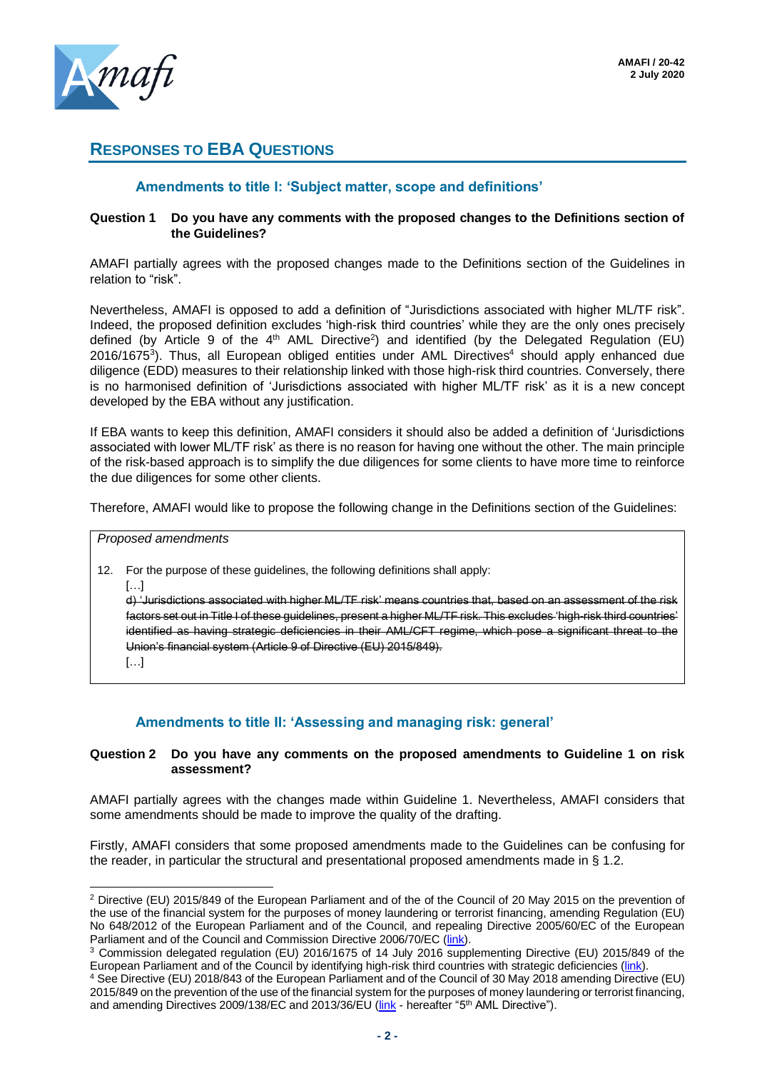## RESPONSES TO EBA QUESTIONS

### Amendments to title I: 'Subject matter, scope and definitions'

**Question 1 Do you have any comments with the proposed changes to the Definitions section of the Guidelines?**

AMAFI partially agrees with the proposed changes made to the Definitions section of the Guidelines in relation to "risk".

Nevertheless, AMAFI is opposed to add a definition of "Jurisdictions associated with higher ML/TF risk". Indeed, the proposed definition excludes 'high-risk third countries' while they are the only ones precisely defined (by Article 9 of the 4th AML Directive[2]) and identified (by the Delegated Regulation (EU) 2016/1675[3]). Thus, all European obliged entities under AML Directives[4] should apply enhanced due diligence (EDD) measures to their relationship linked with those high-risk third countries. Conversely, there is no harmonised definition of 'Jurisdictions associated with higher ML/TF risk' as it is a new concept developed by the EBA without any justification.

If EBA wants to keep this definition, AMAFI considers it should also be added a definition of 'Jurisdictions associated with lower ML/TF risk' as there is no reason for having one without the other. The main principle of the risk-based approach is to simplify the due diligences for some clients to have more time to reinforce the due diligences for some other clients.

Therefore, AMAFI would like to propose the following change in the Definitions section of the Guidelines:

> *Proposed amendments*
>
> 12. For the purpose of these guidelines, the following definitions shall apply:
>
> […]
>
> ~~d) 'Jurisdictions associated with higher ML/TF risk' means countries that, based on an assessment of the risk factors set out in Title I of these guidelines, present a higher ML/TF risk. This excludes 'high-risk third countries' identified as having strategic deficiencies in their AML/CFT regime, which pose a significant threat to the Union's financial system (Article 9 of Directive (EU) 2015/849).~~
>
> […]

### Amendments to title II: 'Assessing and managing risk: general'

**Question 2 Do you have any comments on the proposed amendments to Guideline 1 on risk assessment?**

AMAFI partially agrees with the changes made within Guideline 1. Nevertheless, AMAFI considers that some amendments should be made to improve the quality of the drafting.

Firstly, AMAFI considers that some proposed amendments made to the Guidelines can be confusing for the reader, in particular the structural and presentational proposed amendments made in § 1.2.

---

[2] Directive (EU) 2015/849 of the European Parliament and of the of the Council of 20 May 2015 on the prevention of the use of the financial system for the purposes of money laundering or terrorist financing, amending Regulation (EU) No 648/2012 of the European Parliament and of the Council, and repealing Directive 2005/60/EC of the European Parliament and of the Council and Commission Directive 2006/70/EC (link).

[3] Commission delegated regulation (EU) 2016/1675 of 14 July 2016 supplementing Directive (EU) 2015/849 of the European Parliament and of the Council by identifying high-risk third countries with strategic deficiencies (link).

[4] See Directive (EU) 2018/843 of the European Parliament and of the Council of 30 May 2018 amending Directive (EU) 2015/849 on the prevention of the use of the financial system for the purposes of money laundering or terrorist financing, and amending Directives 2009/138/EC and 2013/36/EU (link - hereafter "5th AML Directive").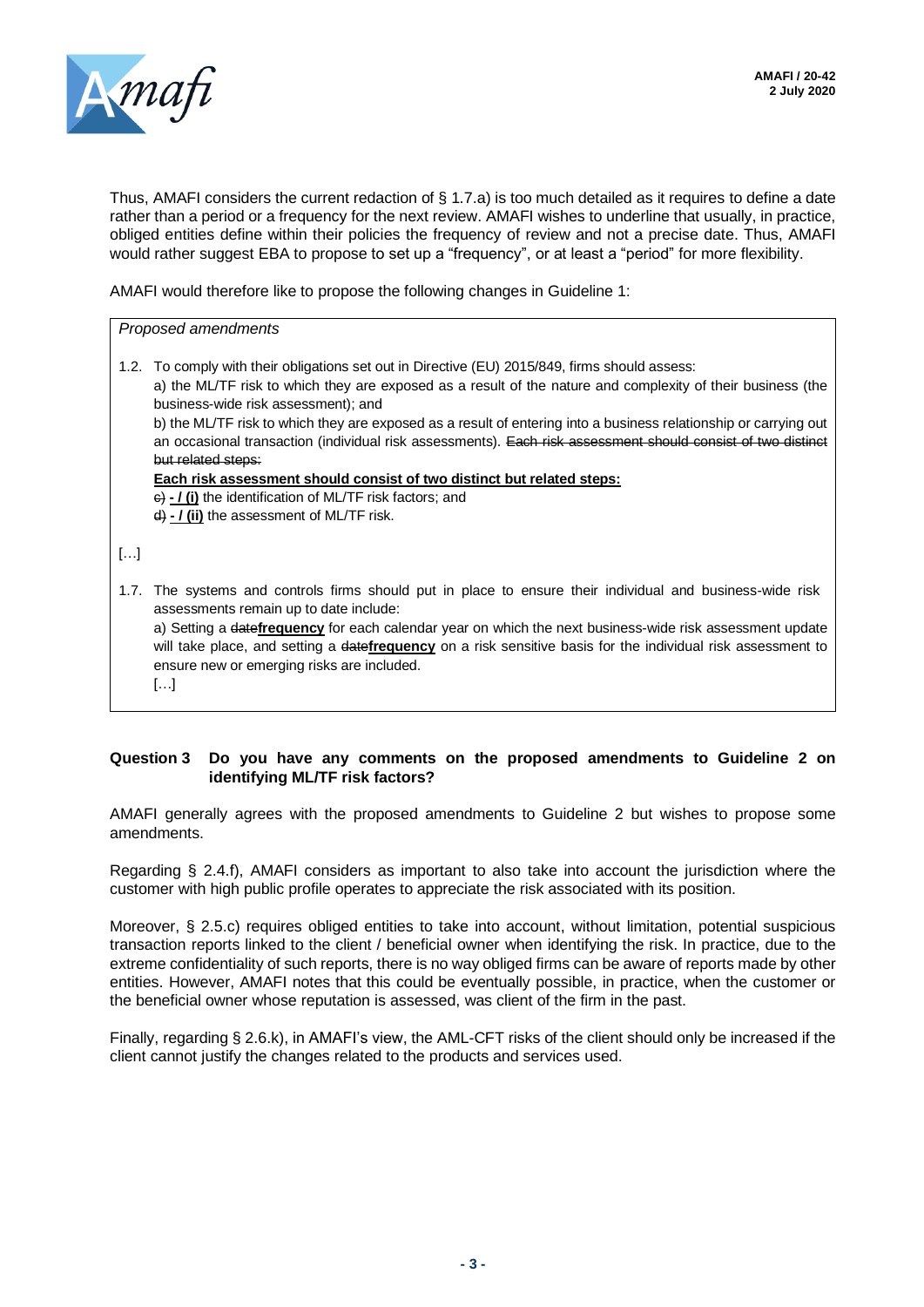Thus, AMAFI considers the current redaction of § 1.7.a) is too much detailed as it requires to define a date rather than a period or a frequency for the next review. AMAFI wishes to underline that usually, in practice, obliged entities define within their policies the frequency of review and not a precise date. Thus, AMAFI would rather suggest EBA to propose to set up a "frequency", or at least a "period" for more flexibility.

AMAFI would therefore like to propose the following changes in Guideline 1:

> *Proposed amendments*
>
> 1.2. To comply with their obligations set out in Directive (EU) 2015/849, firms should assess:
>
> a) the ML/TF risk to which they are exposed as a result of the nature and complexity of their business (the business-wide risk assessment); and
>
> b) the ML/TF risk to which they are exposed as a result of entering into a business relationship or carrying out an occasional transaction (individual risk assessments). ~~Each risk assessment should consist of two distinct but related steps:~~
>
> **<u>Each risk assessment should consist of two distinct but related steps:</u>**
>
> ~~c)~~ **<u>- / (i)</u>** the identification of ML/TF risk factors; and
>
> ~~d)~~ **<u>- / (ii)</u>** the assessment of ML/TF risk.
>
> […]
>
> 1.7. The systems and controls firms should put in place to ensure their individual and business-wide risk assessments remain up to date include:
>
> a) Setting a ~~date~~**<u>frequency</u>** for each calendar year on which the next business-wide risk assessment update will take place, and setting a ~~date~~**<u>frequency</u>** on a risk sensitive basis for the individual risk assessment to ensure new or emerging risks are included.
>
> […]

**Question 3 Do you have any comments on the proposed amendments to Guideline 2 on identifying ML/TF risk factors?**

AMAFI generally agrees with the proposed amendments to Guideline 2 but wishes to propose some amendments.

Regarding § 2.4.f), AMAFI considers as important to also take into account the jurisdiction where the customer with high public profile operates to appreciate the risk associated with its position.

Moreover, § 2.5.c) requires obliged entities to take into account, without limitation, potential suspicious transaction reports linked to the client / beneficial owner when identifying the risk. In practice, due to the extreme confidentiality of such reports, there is no way obliged firms can be aware of reports made by other entities. However, AMAFI notes that this could be eventually possible, in practice, when the customer or the beneficial owner whose reputation is assessed, was client of the firm in the past.

Finally, regarding § 2.6.k), in AMAFI's view, the AML-CFT risks of the client should only be increased if the client cannot justify the changes related to the products and services used.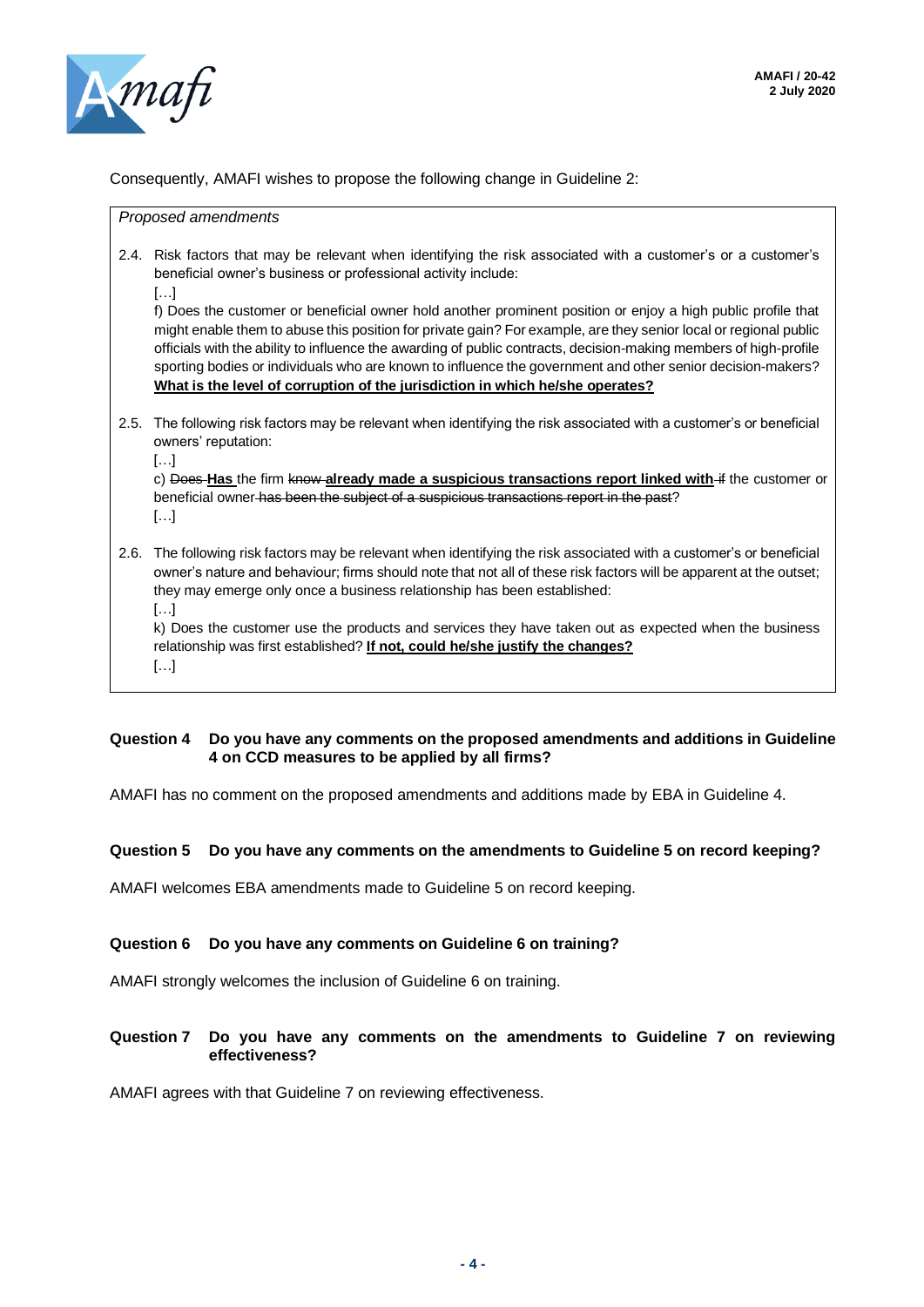Consequently, AMAFI wishes to propose the following change in Guideline 2:

> *Proposed amendments*
>
> 2.4. Risk factors that may be relevant when identifying the risk associated with a customer's or a customer's beneficial owner's business or professional activity include:
>
> […]
>
> f) Does the customer or beneficial owner hold another prominent position or enjoy a high public profile that might enable them to abuse this position for private gain? For example, are they senior local or regional public officials with the ability to influence the awarding of public contracts, decision-making members of high-profile sporting bodies or individuals who are known to influence the government and other senior decision-makers? <u>**What is the level of corruption of the jurisdiction in which he/she operates?**</u>
>
> 2.5. The following risk factors may be relevant when identifying the risk associated with a customer's or beneficial owners' reputation:
>
> […]
>
> c) ~~Does~~ <u>**Has**</u> the firm ~~know~~ <u>**already made a suspicious transactions report linked with**</u> ~~if~~ the customer or beneficial owner ~~has been the subject of a suspicious transactions report in the past~~?
>
> […]
>
> 2.6. The following risk factors may be relevant when identifying the risk associated with a customer's or beneficial owner's nature and behaviour; firms should note that not all of these risk factors will be apparent at the outset; they may emerge only once a business relationship has been established:
>
> […]
>
> k) Does the customer use the products and services they have taken out as expected when the business relationship was first established? <u>**If not, could he/she justify the changes?**</u>
>
> […]

**Question 4 Do you have any comments on the proposed amendments and additions in Guideline 4 on CCD measures to be applied by all firms?**

AMAFI has no comment on the proposed amendments and additions made by EBA in Guideline 4.

**Question 5 Do you have any comments on the amendments to Guideline 5 on record keeping?**

AMAFI welcomes EBA amendments made to Guideline 5 on record keeping.

**Question 6 Do you have any comments on Guideline 6 on training?**

AMAFI strongly welcomes the inclusion of Guideline 6 on training.

**Question 7 Do you have any comments on the amendments to Guideline 7 on reviewing effectiveness?**

AMAFI agrees with that Guideline 7 on reviewing effectiveness.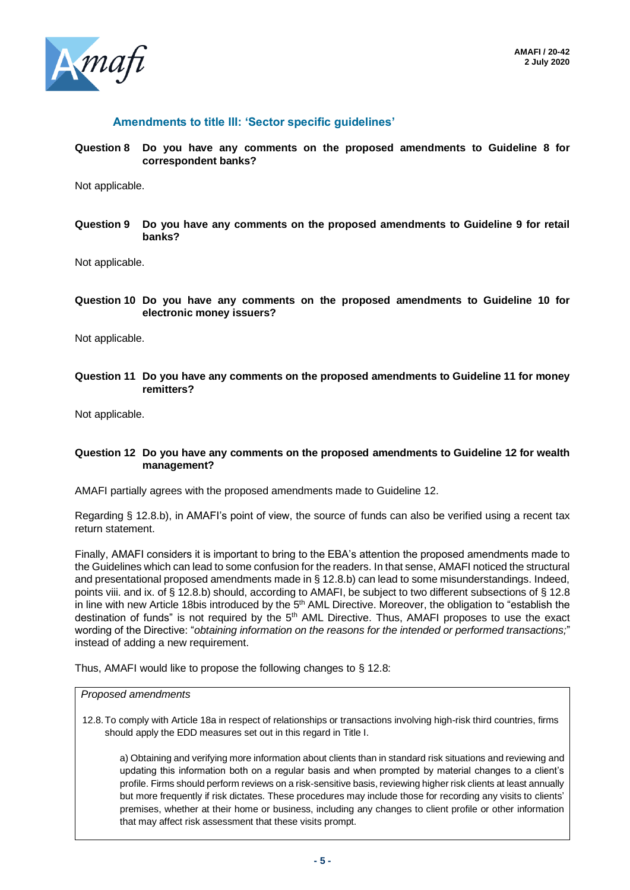## Amendments to title III: 'Sector specific guidelines'

**Question 8 Do you have any comments on the proposed amendments to Guideline 8 for correspondent banks?**

Not applicable.

**Question 9 Do you have any comments on the proposed amendments to Guideline 9 for retail banks?**

Not applicable.

**Question 10 Do you have any comments on the proposed amendments to Guideline 10 for electronic money issuers?**

Not applicable.

**Question 11 Do you have any comments on the proposed amendments to Guideline 11 for money remitters?**

Not applicable.

**Question 12 Do you have any comments on the proposed amendments to Guideline 12 for wealth management?**

AMAFI partially agrees with the proposed amendments made to Guideline 12.

Regarding § 12.8.b), in AMAFI's point of view, the source of funds can also be verified using a recent tax return statement.

Finally, AMAFI considers it is important to bring to the EBA's attention the proposed amendments made to the Guidelines which can lead to some confusion for the readers. In that sense, AMAFI noticed the structural and presentational proposed amendments made in § 12.8.b) can lead to some misunderstandings. Indeed, points viii. and ix. of § 12.8.b) should, according to AMAFI, be subject to two different subsections of § 12.8 in line with new Article 18bis introduced by the 5th AML Directive. Moreover, the obligation to "establish the destination of funds" is not required by the 5th AML Directive. Thus, AMAFI proposes to use the exact wording of the Directive: "*obtaining information on the reasons for the intended or performed transactions;*" instead of adding a new requirement.

Thus, AMAFI would like to propose the following changes to § 12.8:

> *Proposed amendments*
>
> 12.8. To comply with Article 18a in respect of relationships or transactions involving high-risk third countries, firms should apply the EDD measures set out in this regard in Title I.
>
> a) Obtaining and verifying more information about clients than in standard risk situations and reviewing and updating this information both on a regular basis and when prompted by material changes to a client's profile. Firms should perform reviews on a risk-sensitive basis, reviewing higher risk clients at least annually but more frequently if risk dictates. These procedures may include those for recording any visits to clients' premises, whether at their home or business, including any changes to client profile or other information that may affect risk assessment that these visits prompt.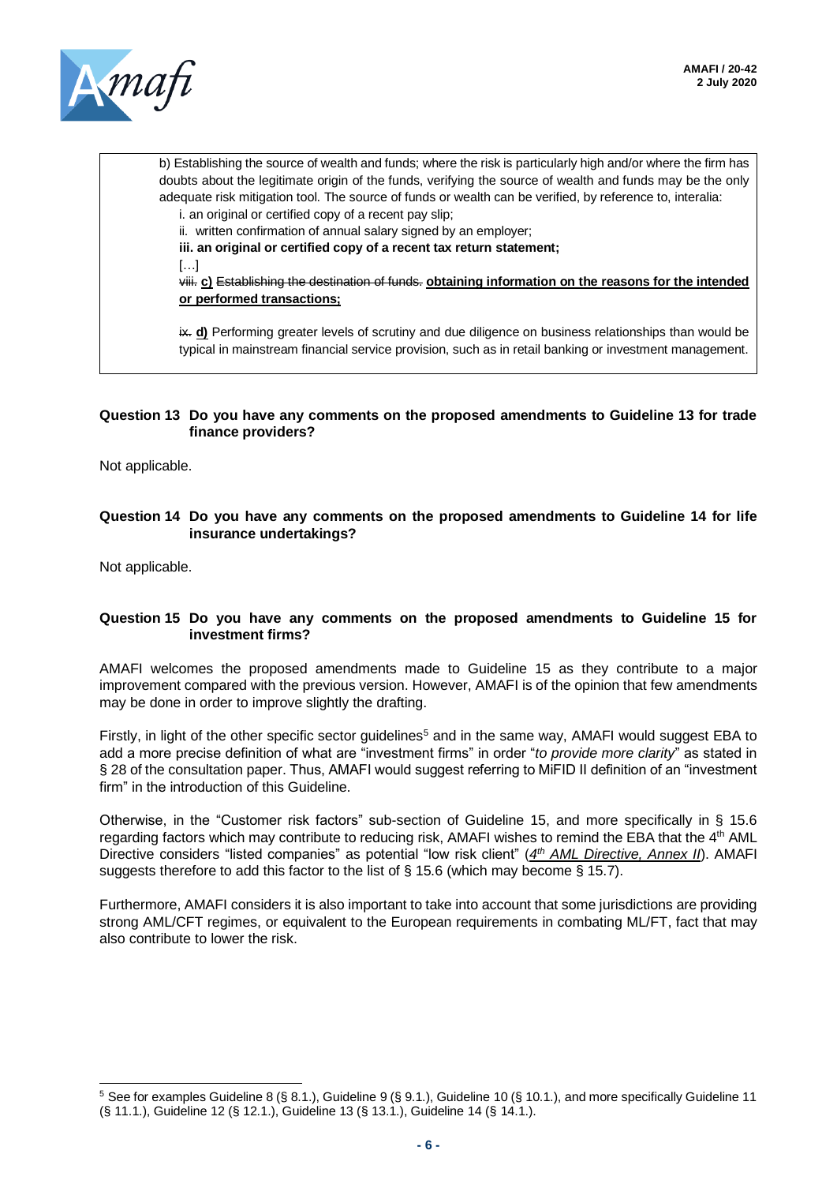> b) Establishing the source of wealth and funds; where the risk is particularly high and/or where the firm has doubts about the legitimate origin of the funds, verifying the source of wealth and funds may be the only adequate risk mitigation tool. The source of funds or wealth can be verified, by reference to, interalia:
>
> i. an original or certified copy of a recent pay slip;
>
> ii. written confirmation of annual salary signed by an employer;
>
> **iii. an original or certified copy of a recent tax return statement;**
>
> […]
>
> ~~viii.~~ **c)** ~~Establishing the destination of funds.~~ **obtaining information on the reasons for the intended or performed transactions;**
>
> ~~ix.~~ **d)** Performing greater levels of scrutiny and due diligence on business relationships than would be typical in mainstream financial service provision, such as in retail banking or investment management.

**Question 13 Do you have any comments on the proposed amendments to Guideline 13 for trade finance providers?**

Not applicable.

**Question 14 Do you have any comments on the proposed amendments to Guideline 14 for life insurance undertakings?**

Not applicable.

**Question 15 Do you have any comments on the proposed amendments to Guideline 15 for investment firms?**

AMAFI welcomes the proposed amendments made to Guideline 15 as they contribute to a major improvement compared with the previous version. However, AMAFI is of the opinion that few amendments may be done in order to improve slightly the drafting.

Firstly, in light of the other specific sector guidelines[5] and in the same way, AMAFI would suggest EBA to add a more precise definition of what are "investment firms" in order "*to provide more clarity*" as stated in § 28 of the consultation paper. Thus, AMAFI would suggest referring to MiFID II definition of an "investment firm" in the introduction of this Guideline.

Otherwise, in the "Customer risk factors" sub-section of Guideline 15, and more specifically in § 15.6 regarding factors which may contribute to reducing risk, AMAFI wishes to remind the EBA that the 4th AML Directive considers "listed companies" as potential "low risk client" (*4th AML Directive, Annex II*). AMAFI suggests therefore to add this factor to the list of § 15.6 (which may become § 15.7).

Furthermore, AMAFI considers it is also important to take into account that some jurisdictions are providing strong AML/CFT regimes, or equivalent to the European requirements in combating ML/FT, fact that may also contribute to lower the risk.

---

[5] See for examples Guideline 8 (§ 8.1.), Guideline 9 (§ 9.1.), Guideline 10 (§ 10.1.), and more specifically Guideline 11 (§ 11.1.), Guideline 12 (§ 12.1.), Guideline 13 (§ 13.1.), Guideline 14 (§ 14.1.).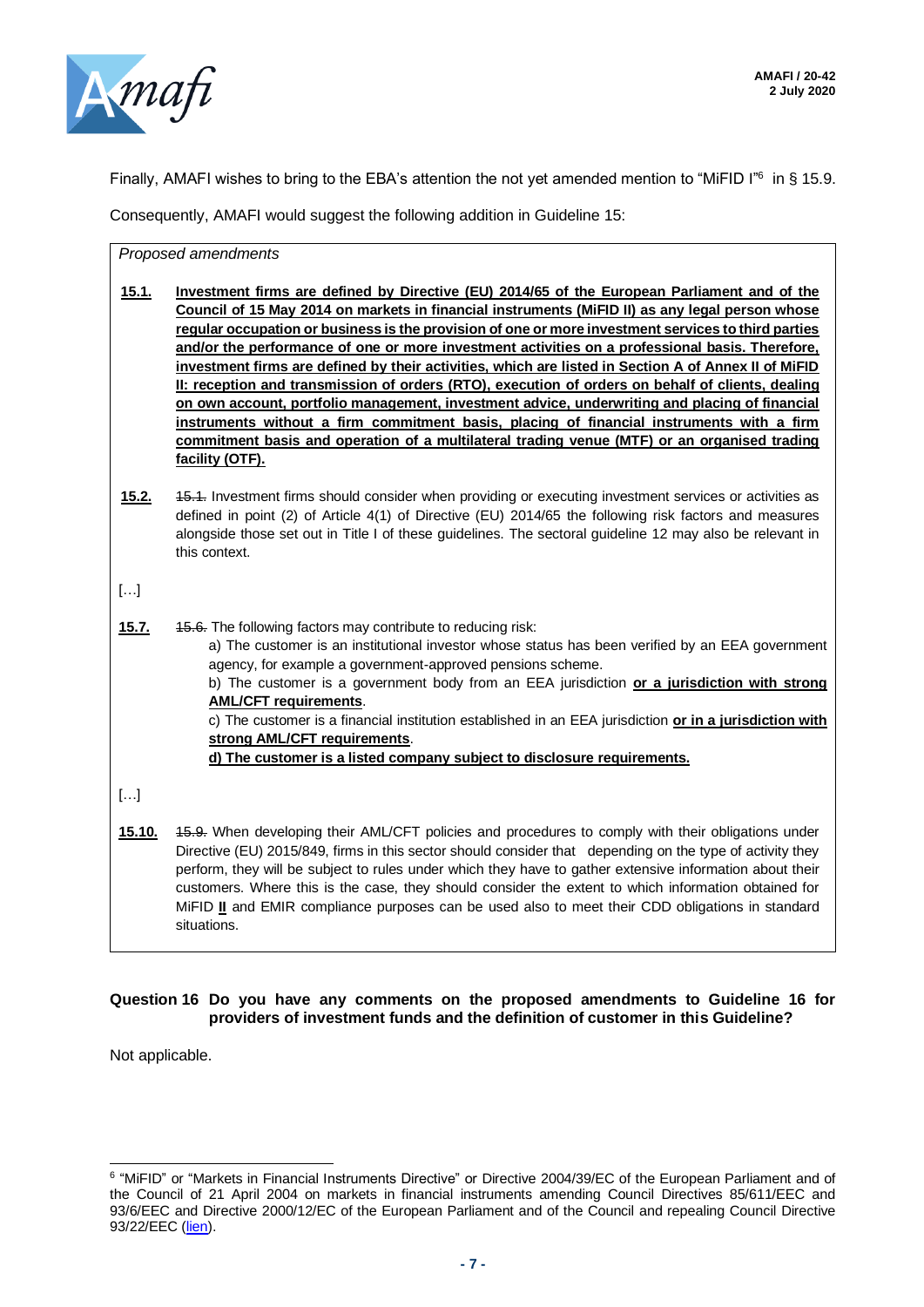Finally, AMAFI wishes to bring to the EBA's attention the not yet amended mention to "MiFID I"[6] in § 15.9.

Consequently, AMAFI would suggest the following addition in Guideline 15:

> *Proposed amendments*
>
> **15.1.** **Investment firms are defined by Directive (EU) 2014/65 of the European Parliament and of the Council of 15 May 2014 on markets in financial instruments (MiFID II) as any legal person whose regular occupation or business is the provision of one or more investment services to third parties and/or the performance of one or more investment activities on a professional basis. Therefore, investment firms are defined by their activities, which are listed in Section A of Annex II of MiFID II: reception and transmission of orders (RTO), execution of orders on behalf of clients, dealing on own account, portfolio management, investment advice, underwriting and placing of financial instruments without a firm commitment basis, placing of financial instruments with a firm commitment basis and operation of a multilateral trading venue (MTF) or an organised trading facility (OTF).**
>
> **15.2.** ~~15.1.~~ Investment firms should consider when providing or executing investment services or activities as defined in point (2) of Article 4(1) of Directive (EU) 2014/65 the following risk factors and measures alongside those set out in Title I of these guidelines. The sectoral guideline 12 may also be relevant in this context.
>
> […]
>
> **15.7.** ~~15.6.~~ The following factors may contribute to reducing risk:
>
> a) The customer is an institutional investor whose status has been verified by an EEA government agency, for example a government-approved pensions scheme.
>
> b) The customer is a government body from an EEA jurisdiction **or a jurisdiction with strong AML/CFT requirements**.
>
> c) The customer is a financial institution established in an EEA jurisdiction **or in a jurisdiction with strong AML/CFT requirements**.
>
> **d) The customer is a listed company subject to disclosure requirements.**
>
> […]
>
> **15.10.** ~~15.9.~~ When developing their AML/CFT policies and procedures to comply with their obligations under Directive (EU) 2015/849, firms in this sector should consider that depending on the type of activity they perform, they will be subject to rules under which they have to gather extensive information about their customers. Where this is the case, they should consider the extent to which information obtained for MiFID **II** and EMIR compliance purposes can be used also to meet their CDD obligations in standard situations.

**Question 16 Do you have any comments on the proposed amendments to Guideline 16 for providers of investment funds and the definition of customer in this Guideline?**

Not applicable.

---

[6] "MiFID" or "Markets in Financial Instruments Directive" or Directive 2004/39/EC of the European Parliament and of the Council of 21 April 2004 on markets in financial instruments amending Council Directives 85/611/EEC and 93/6/EEC and Directive 2000/12/EC of the European Parliament and of the Council and repealing Council Directive 93/22/EEC (lien).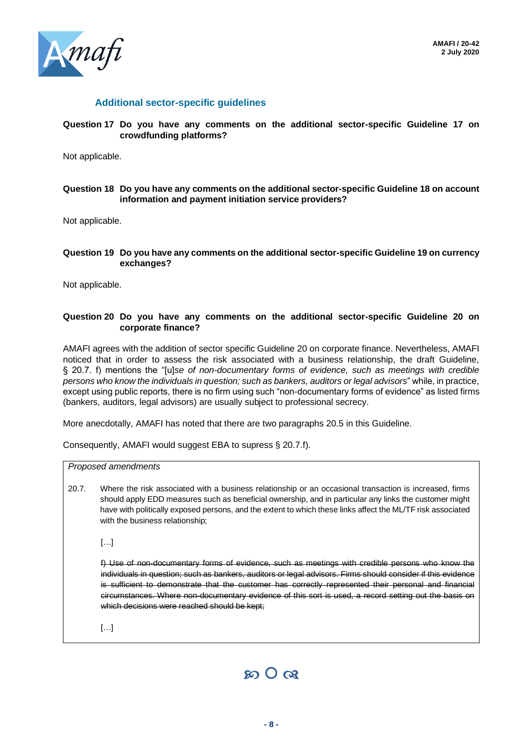## Additional sector-specific guidelines

**Question 17 Do you have any comments on the additional sector-specific Guideline 17 on crowdfunding platforms?**

Not applicable.

**Question 18 Do you have any comments on the additional sector-specific Guideline 18 on account information and payment initiation service providers?**

Not applicable.

**Question 19 Do you have any comments on the additional sector-specific Guideline 19 on currency exchanges?**

Not applicable.

**Question 20 Do you have any comments on the additional sector-specific Guideline 20 on corporate finance?**

AMAFI agrees with the addition of sector specific Guideline 20 on corporate finance. Nevertheless, AMAFI noticed that in order to assess the risk associated with a business relationship, the draft Guideline, § 20.7. f) mentions the "[u]*se of non-documentary forms of evidence, such as meetings with credible persons who know the individuals in question; such as bankers, auditors or legal advisors*" while, in practice, except using public reports, there is no firm using such "non-documentary forms of evidence" as listed firms (bankers, auditors, legal advisors) are usually subject to professional secrecy.

More anecdotally, AMAFI has noted that there are two paragraphs 20.5 in this Guideline.

Consequently, AMAFI would suggest EBA to supress § 20.7.f).

*Proposed amendments*

20.7. Where the risk associated with a business relationship or an occasional transaction is increased, firms should apply EDD measures such as beneficial ownership, and in particular any links the customer might have with politically exposed persons, and the extent to which these links affect the ML/TF risk associated with the business relationship;

[…]

~~f) Use of non-documentary forms of evidence, such as meetings with credible persons who know the individuals in question; such as bankers, auditors or legal advisors. Firms should consider if this evidence is sufficient to demonstrate that the customer has correctly represented their personal and financial circumstances. Where non-documentary evidence of this sort is used, a record setting out the basis on which decisions were reached should be kept;~~

[…]

ꟹ O ꟹ